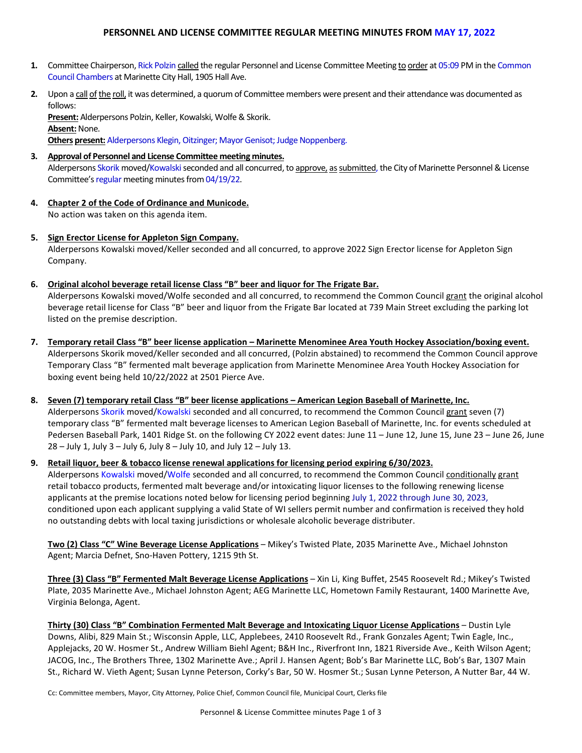# PERSONNEL AND LICENSE COMMITTEE REGULAR MEETING MINUTES FROM MAY 17, 2022

1. Committee Chairperson, Rick Polzin called the regular Personnel and License Committee Meeting to order at 05:09 PM in the Common Council Chambers at Marinette City Hall, 1905 Hall Ave.

2. Upon a call of the roll, it was determined, a quorum of Committee members were present and their attendance was documented as follows:
   **Present:** Alderpersons Polzin, Keller, Kowalski, Wolfe & Skorik.
   **Absent:** None.
   **Others present:** Alderpersons Klegin, Oitzinger; Mayor Genisot; Judge Noppenberg.

3. **Approval of Personnel and License Committee meeting minutes.**
   Alderpersons Skorik moved/Kowalski seconded and all concurred, to approve, as submitted, the City of Marinette Personnel & License Committee's regular meeting minutes from 04/19/22.

4. **Chapter 2 of the Code of Ordinance and Municode.**
   No action was taken on this agenda item.

5. **Sign Erector License for Appleton Sign Company.**
   Alderpersons Kowalski moved/Keller seconded and all concurred, to approve 2022 Sign Erector license for Appleton Sign Company.

6. **Original alcohol beverage retail license Class "B" beer and liquor for The Frigate Bar.**
   Alderpersons Kowalski moved/Wolfe seconded and all concurred, to recommend the Common Council grant the original alcohol beverage retail license for Class "B" beer and liquor from the Frigate Bar located at 739 Main Street excluding the parking lot listed on the premise description.

7. **Temporary retail Class "B" beer license application – Marinette Menominee Area Youth Hockey Association/boxing event.**
   Alderpersons Skorik moved/Keller seconded and all concurred, (Polzin abstained) to recommend the Common Council approve Temporary Class "B" fermented malt beverage application from Marinette Menominee Area Youth Hockey Association for boxing event being held 10/22/2022 at 2501 Pierce Ave.

8. **Seven (7) temporary retail Class "B" beer license applications – American Legion Baseball of Marinette, Inc.**
   Alderpersons Skorik moved/Kowalski seconded and all concurred, to recommend the Common Council grant seven (7) temporary class "B" fermented malt beverage licenses to American Legion Baseball of Marinette, Inc. for events scheduled at Pedersen Baseball Park, 1401 Ridge St. on the following CY 2022 event dates: June 11 – June 12, June 15, June 23 – June 26, June 28 – July 1, July 3 – July 6, July 8 – July 10, and July 12 – July 13.

9. **Retail liquor, beer & tobacco license renewal applications for licensing period expiring 6/30/2023.**
   Alderpersons Kowalski moved/Wolfe seconded and all concurred, to recommend the Common Council conditionally grant retail tobacco products, fermented malt beverage and/or intoxicating liquor licenses to the following renewing license applicants at the premise locations noted below for licensing period beginning July 1, 2022 through June 30, 2023, conditioned upon each applicant supplying a valid State of WI sellers permit number and confirmation is received they hold no outstanding debts with local taxing jurisdictions or wholesale alcoholic beverage distributer.

   **Two (2) Class "C" Wine Beverage License Applications** – Mikey's Twisted Plate, 2035 Marinette Ave., Michael Johnston Agent; Marcia Defnet, Sno-Haven Pottery, 1215 9th St.

   **Three (3) Class "B" Fermented Malt Beverage License Applications** – Xin Li, King Buffet, 2545 Roosevelt Rd.; Mikey's Twisted Plate, 2035 Marinette Ave., Michael Johnston Agent; AEG Marinette LLC, Hometown Family Restaurant, 1400 Marinette Ave, Virginia Belonga, Agent.

   **Thirty (30) Class "B" Combination Fermented Malt Beverage and Intoxicating Liquor License Applications** – Dustin Lyle Downs, Alibi, 829 Main St.; Wisconsin Apple, LLC, Applebees, 2410 Roosevelt Rd., Frank Gonzales Agent; Twin Eagle, Inc., Applejacks, 20 W. Hosmer St., Andrew William Biehl Agent; B&H Inc., Riverfront Inn, 1821 Riverside Ave., Keith Wilson Agent; JACOG, Inc., The Brothers Three, 1302 Marinette Ave.; April J. Hansen Agent; Bob's Bar Marinette LLC, Bob's Bar, 1307 Main St., Richard W. Vieth Agent; Susan Lynne Peterson, Corky's Bar, 50 W. Hosmer St.; Susan Lynne Peterson, A Nutter Bar, 44 W.

Cc: Committee members, Mayor, City Attorney, Police Chief, Common Council file, Municipal Court, Clerks file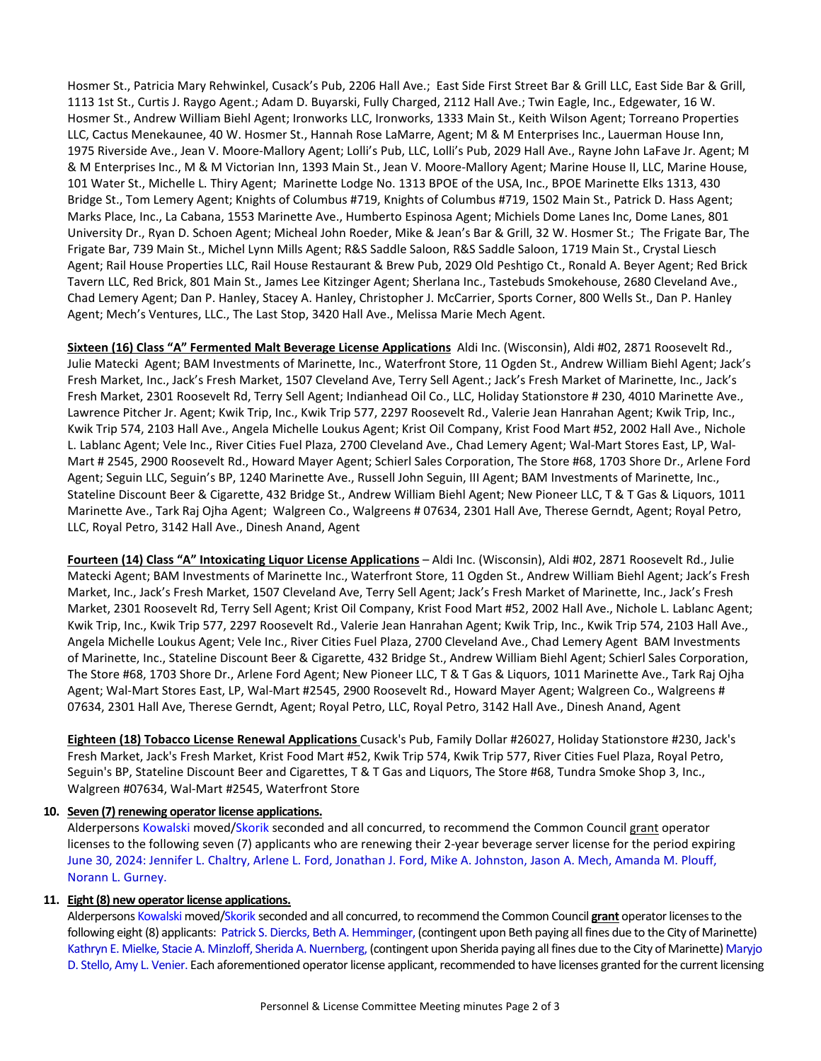Hosmer St., Patricia Mary Rehwinkel, Cusack's Pub, 2206 Hall Ave.; East Side First Street Bar & Grill LLC, East Side Bar & Grill, 1113 1st St., Curtis J. Raygo Agent.; Adam D. Buyarski, Fully Charged, 2112 Hall Ave.; Twin Eagle, Inc., Edgewater, 16 W. Hosmer St., Andrew William Biehl Agent; Ironworks LLC, Ironworks, 1333 Main St., Keith Wilson Agent; Torreano Properties LLC, Cactus Menekaunee, 40 W. Hosmer St., Hannah Rose LaMarre, Agent; M & M Enterprises Inc., Lauerman House Inn, 1975 Riverside Ave., Jean V. Moore-Mallory Agent; Lolli's Pub, LLC, Lolli's Pub, 2029 Hall Ave., Rayne John LaFave Jr. Agent; M & M Enterprises Inc., M & M Victorian Inn, 1393 Main St., Jean V. Moore-Mallory Agent; Marine House II, LLC, Marine House, 101 Water St., Michelle L. Thiry Agent; Marinette Lodge No. 1313 BPOE of the USA, Inc., BPOE Marinette Elks 1313, 430 Bridge St., Tom Lemery Agent; Knights of Columbus #719, Knights of Columbus #719, 1502 Main St., Patrick D. Hass Agent; Marks Place, Inc., La Cabana, 1553 Marinette Ave., Humberto Espinosa Agent; Michiels Dome Lanes Inc, Dome Lanes, 801 University Dr., Ryan D. Schoen Agent; Micheal John Roeder, Mike & Jean's Bar & Grill, 32 W. Hosmer St.; The Frigate Bar, The Frigate Bar, 739 Main St., Michel Lynn Mills Agent; R&S Saddle Saloon, R&S Saddle Saloon, 1719 Main St., Crystal Liesch Agent; Rail House Properties LLC, Rail House Restaurant & Brew Pub, 2029 Old Peshtigo Ct., Ronald A. Beyer Agent; Red Brick Tavern LLC, Red Brick, 801 Main St., James Lee Kitzinger Agent; Sherlana Inc., Tastebuds Smokehouse, 2680 Cleveland Ave., Chad Lemery Agent; Dan P. Hanley, Stacey A. Hanley, Christopher J. McCarrier, Sports Corner, 800 Wells St., Dan P. Hanley Agent; Mech's Ventures, LLC., The Last Stop, 3420 Hall Ave., Melissa Marie Mech Agent.

**Sixteen (16) Class "A" Fermented Malt Beverage License Applications** Aldi Inc. (Wisconsin), Aldi #02, 2871 Roosevelt Rd., Julie Matecki Agent; BAM Investments of Marinette, Inc., Waterfront Store, 11 Ogden St., Andrew William Biehl Agent; Jack's Fresh Market, Inc., Jack's Fresh Market, 1507 Cleveland Ave, Terry Sell Agent.; Jack's Fresh Market of Marinette, Inc., Jack's Fresh Market, 2301 Roosevelt Rd, Terry Sell Agent; Indianhead Oil Co., LLC, Holiday Stationstore # 230, 4010 Marinette Ave., Lawrence Pitcher Jr. Agent; Kwik Trip, Inc., Kwik Trip 577, 2297 Roosevelt Rd., Valerie Jean Hanrahan Agent; Kwik Trip, Inc., Kwik Trip 574, 2103 Hall Ave., Angela Michelle Loukus Agent; Krist Oil Company, Krist Food Mart #52, 2002 Hall Ave., Nichole L. Lablanc Agent; Vele Inc., River Cities Fuel Plaza, 2700 Cleveland Ave., Chad Lemery Agent; Wal-Mart Stores East, LP, Wal-Mart # 2545, 2900 Roosevelt Rd., Howard Mayer Agent; Schierl Sales Corporation, The Store #68, 1703 Shore Dr., Arlene Ford Agent; Seguin LLC, Seguin's BP, 1240 Marinette Ave., Russell John Seguin, III Agent; BAM Investments of Marinette, Inc., Stateline Discount Beer & Cigarette, 432 Bridge St., Andrew William Biehl Agent; New Pioneer LLC, T & T Gas & Liquors, 1011 Marinette Ave., Tark Raj Ojha Agent; Walgreen Co., Walgreens # 07634, 2301 Hall Ave, Therese Gerndt, Agent; Royal Petro, LLC, Royal Petro, 3142 Hall Ave., Dinesh Anand, Agent

**Fourteen (14) Class "A" Intoxicating Liquor License Applications** – Aldi Inc. (Wisconsin), Aldi #02, 2871 Roosevelt Rd., Julie Matecki Agent; BAM Investments of Marinette Inc., Waterfront Store, 11 Ogden St., Andrew William Biehl Agent; Jack's Fresh Market, Inc., Jack's Fresh Market, 1507 Cleveland Ave, Terry Sell Agent; Jack's Fresh Market of Marinette, Inc., Jack's Fresh Market, 2301 Roosevelt Rd, Terry Sell Agent; Krist Oil Company, Krist Food Mart #52, 2002 Hall Ave., Nichole L. Lablanc Agent; Kwik Trip, Inc., Kwik Trip 577, 2297 Roosevelt Rd., Valerie Jean Hanrahan Agent; Kwik Trip, Inc., Kwik Trip 574, 2103 Hall Ave., Angela Michelle Loukus Agent; Vele Inc., River Cities Fuel Plaza, 2700 Cleveland Ave., Chad Lemery Agent BAM Investments of Marinette, Inc., Stateline Discount Beer & Cigarette, 432 Bridge St., Andrew William Biehl Agent; Schierl Sales Corporation, The Store #68, 1703 Shore Dr., Arlene Ford Agent; New Pioneer LLC, T & T Gas & Liquors, 1011 Marinette Ave., Tark Raj Ojha Agent; Wal-Mart Stores East, LP, Wal-Mart #2545, 2900 Roosevelt Rd., Howard Mayer Agent; Walgreen Co., Walgreens # 07634, 2301 Hall Ave, Therese Gerndt, Agent; Royal Petro, LLC, Royal Petro, 3142 Hall Ave., Dinesh Anand, Agent

**Eighteen (18) Tobacco License Renewal Applications** Cusack's Pub, Family Dollar #26027, Holiday Stationstore #230, Jack's Fresh Market, Jack's Fresh Market, Krist Food Mart #52, Kwik Trip 574, Kwik Trip 577, River Cities Fuel Plaza, Royal Petro, Seguin's BP, Stateline Discount Beer and Cigarettes, T & T Gas and Liquors, The Store #68, Tundra Smoke Shop 3, Inc., Walgreen #07634, Wal-Mart #2545, Waterfront Store

10. **Seven (7) renewing operator license applications.**
    Alderpersons Kowalski moved/Skorik seconded and all concurred, to recommend the Common Council grant operator licenses to the following seven (7) applicants who are renewing their 2-year beverage server license for the period expiring June 30, 2024: Jennifer L. Chaltry, Arlene L. Ford, Jonathan J. Ford, Mike A. Johnston, Jason A. Mech, Amanda M. Plouff, Norann L. Gurney.

11. **Eight (8) new operator license applications.**
    Alderpersons Kowalski moved/Skorik seconded and all concurred, to recommend the Common Council **grant** operator licenses to the following eight (8) applicants: Patrick S. Diercks, Beth A. Hemminger, (contingent upon Beth paying all fines due to the City of Marinette) Kathryn E. Mielke, Stacie A. Minzloff, Sherida A. Nuernberg, (contingent upon Sherida paying all fines due to the City of Marinette) Maryjo D. Stello, Amy L. Venier. Each aforementioned operator license applicant, recommended to have licenses granted for the current licensing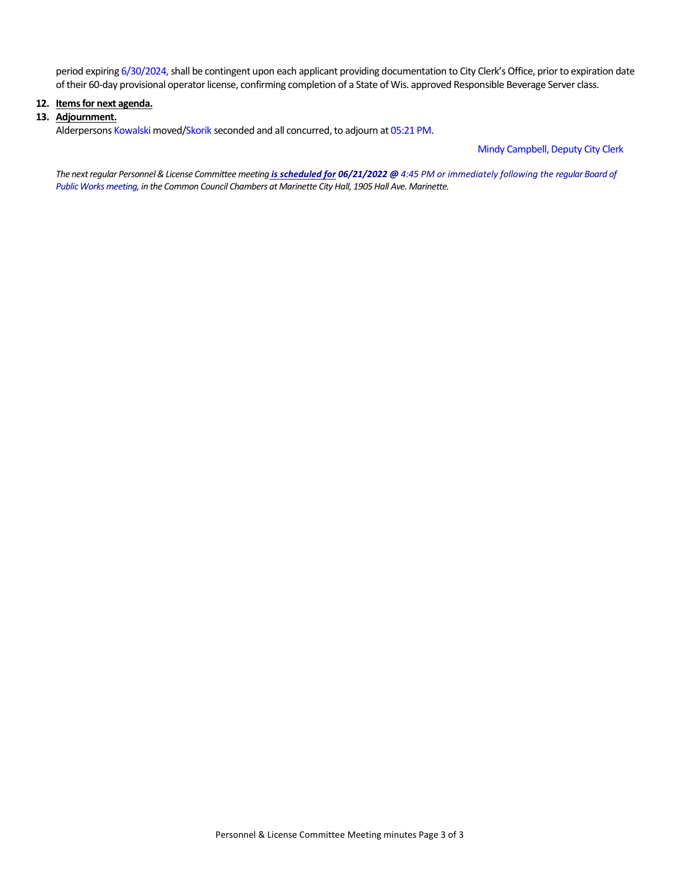period expiring 6/30/2024, shall be contingent upon each applicant providing documentation to City Clerk's Office, prior to expiration date of their 60-day provisional operator license, confirming completion of a State of Wis. approved Responsible Beverage Server class.

12. **Items for next agenda.**
13. **Adjournment.**
    Alderpersons Kowalski moved/Skorik seconded and all concurred, to adjourn at 05:21 PM.

Mindy Campbell, Deputy City Clerk

*The next regular Personnel & License Committee meeting **is scheduled for 06/21/2022 @** 4:45 PM or immediately following the regular Board of Public Works meeting, in the Common Council Chambers at Marinette City Hall, 1905 Hall Ave. Marinette.*